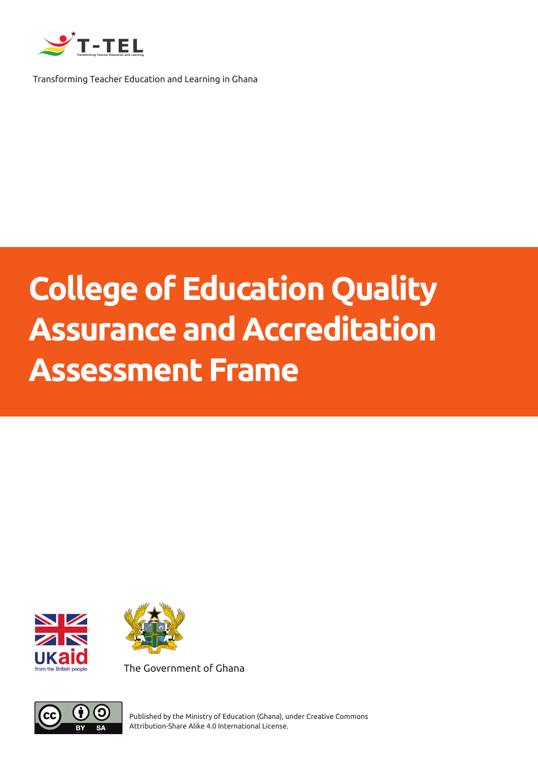T-TEL

Transforming Teacher Education and Learning in Ghana

# College of Education Quality Assurance and Accreditation Assessment Frame

UKaid from the British people

The Government of Ghana

Published by the Ministry of Education (Ghana), under Creative Commons Attribution-Share Alike 4.0 International License.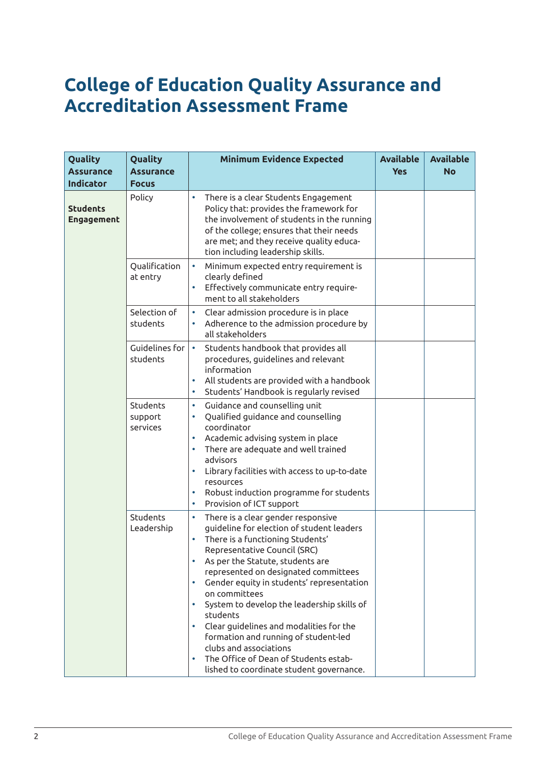# College of Education Quality Assurance and Accreditation Assessment Frame

| Quality Assurance Indicator | Quality Assurance Focus | Minimum Evidence Expected | Available Yes | Available No |
|---|---|---|---|---|
| **Students Engagement** | Policy | • There is a clear Students Engagement Policy that: provides the framework for the involvement of students in the running of the college; ensures that their needs are met; and they receive quality education including leadership skills. | | |
| | Qualification at entry | • Minimum expected entry requirement is clearly defined<br>• Effectively communicate entry requirement to all stakeholders | | |
| | Selection of students | • Clear admission procedure is in place<br>• Adherence to the admission procedure by all stakeholders | | |
| | Guidelines for students | • Students handbook that provides all procedures, guidelines and relevant information<br>• All students are provided with a handbook<br>• Students' Handbook is regularly revised | | |
| | Students support services | • Guidance and counselling unit<br>• Qualified guidance and counselling coordinator<br>• Academic advising system in place<br>• There are adequate and well trained advisors<br>• Library facilities with access to up-to-date resources<br>• Robust induction programme for students<br>• Provision of ICT support | | |
| | Students Leadership | • There is a clear gender responsive guideline for election of student leaders<br>• There is a functioning Students' Representative Council (SRC)<br>• As per the Statute, students are represented on designated committees<br>• Gender equity in students' representation on committees<br>• System to develop the leadership skills of students<br>• Clear guidelines and modalities for the formation and running of student-led clubs and associations<br>• The Office of Dean of Students established to coordinate student governance. | | |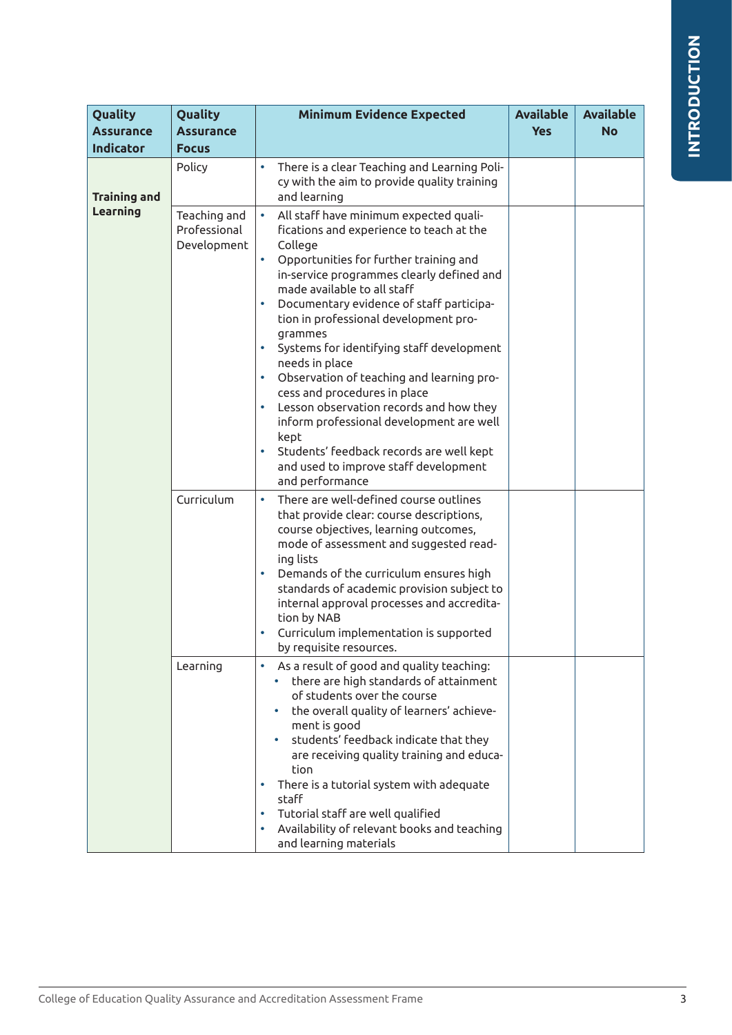| Quality Assurance Indicator | Quality Assurance Focus | Minimum Evidence Expected | Available Yes | Available No |
|---|---|---|---|---|
| **Training and Learning** | Policy | • There is a clear Teaching and Learning Policy with the aim to provide quality training and learning | | |
| | Teaching and Professional Development | • All staff have minimum expected qualifications and experience to teach at the College<br>• Opportunities for further training and in-service programmes clearly defined and made available to all staff<br>• Documentary evidence of staff participation in professional development programmes<br>• Systems for identifying staff development needs in place<br>• Observation of teaching and learning process and procedures in place<br>• Lesson observation records and how they inform professional development are well kept<br>• Students' feedback records are well kept and used to improve staff development and performance | | |
| | Curriculum | • There are well-defined course outlines that provide clear: course descriptions, course objectives, learning outcomes, mode of assessment and suggested reading lists<br>• Demands of the curriculum ensures high standards of academic provision subject to internal approval processes and accreditation by NAB<br>• Curriculum implementation is supported by requisite resources. | | |
| | Learning | • As a result of good and quality teaching:<br>  ◦ there are high standards of attainment of students over the course<br>  ◦ the overall quality of learners' achievement is good<br>  ◦ students' feedback indicate that they are receiving quality training and education<br>• There is a tutorial system with adequate staff<br>• Tutorial staff are well qualified<br>• Availability of relevant books and teaching and learning materials | | |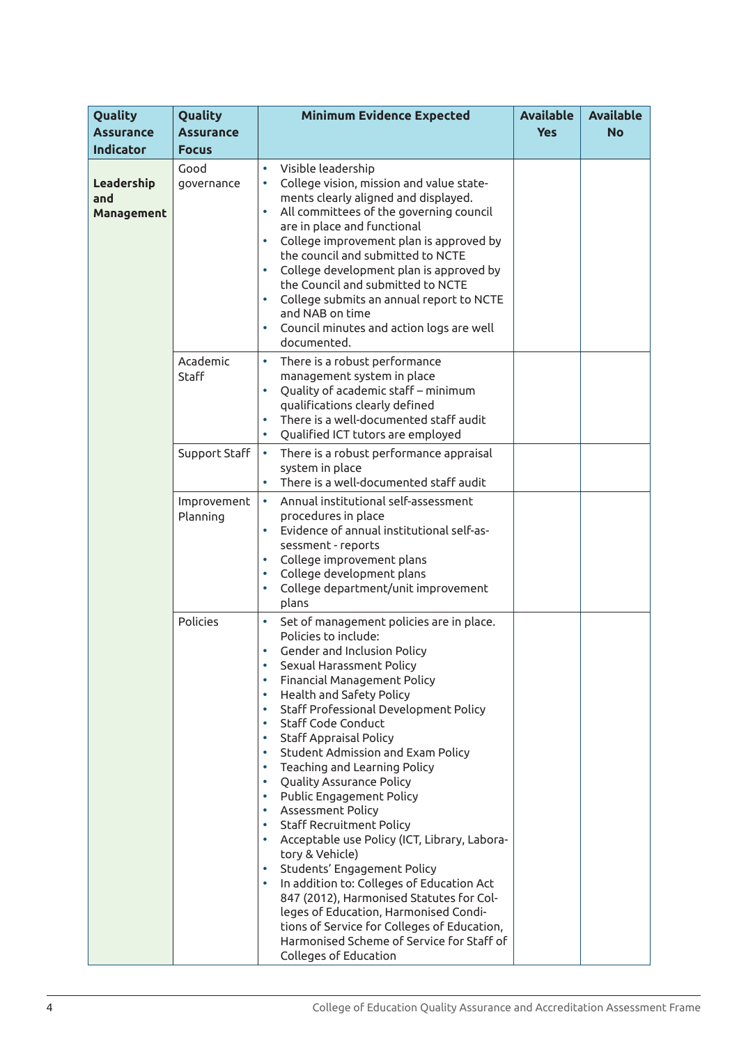| Quality Assurance Indicator | Quality Assurance Focus | Minimum Evidence Expected | Available Yes | Available No |
|---|---|---|---|---|
| **Leadership and Management** | Good governance | • Visible leadership<br>• College vision, mission and value statements clearly aligned and displayed.<br>• All committees of the governing council are in place and functional<br>• College improvement plan is approved by the council and submitted to NCTE<br>• College development plan is approved by the Council and submitted to NCTE<br>• College submits an annual report to NCTE and NAB on time<br>• Council minutes and action logs are well documented. | | |
| | Academic Staff | • There is a robust performance management system in place<br>• Quality of academic staff – minimum qualifications clearly defined<br>• There is a well-documented staff audit<br>• Qualified ICT tutors are employed | | |
| | Support Staff | • There is a robust performance appraisal system in place<br>• There is a well-documented staff audit | | |
| | Improvement Planning | • Annual institutional self-assessment procedures in place<br>• Evidence of annual institutional self-assessment - reports<br>• College improvement plans<br>• College development plans<br>• College department/unit improvement plans | | |
| | Policies | • Set of management policies are in place. Policies to include:<br>• Gender and Inclusion Policy<br>• Sexual Harassment Policy<br>• Financial Management Policy<br>• Health and Safety Policy<br>• Staff Professional Development Policy<br>• Staff Code Conduct<br>• Staff Appraisal Policy<br>• Student Admission and Exam Policy<br>• Teaching and Learning Policy<br>• Quality Assurance Policy<br>• Public Engagement Policy<br>• Assessment Policy<br>• Staff Recruitment Policy<br>• Acceptable use Policy (ICT, Library, Laboratory & Vehicle)<br>• Students' Engagement Policy<br>• In addition to: Colleges of Education Act 847 (2012), Harmonised Statutes for Colleges of Education, Harmonised Conditions of Service for Colleges of Education, Harmonised Scheme of Service for Staff of Colleges of Education | | |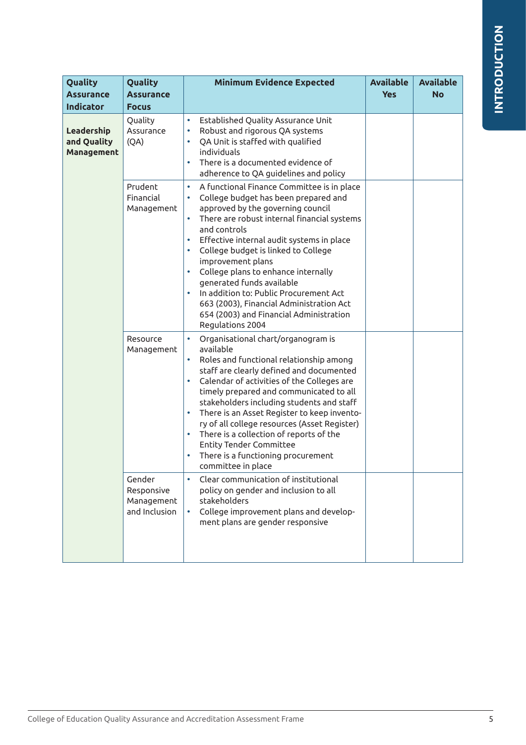| Quality Assurance Indicator | Quality Assurance Focus | Minimum Evidence Expected | Available Yes | Available No |
|---|---|---|---|---|
| **Leadership and Quality Management** | Quality Assurance (QA) | • Established Quality Assurance Unit<br>• Robust and rigorous QA systems<br>• QA Unit is staffed with qualified individuals<br>• There is a documented evidence of adherence to QA guidelines and policy | | |
| | Prudent Financial Management | • A functional Finance Committee is in place<br>• College budget has been prepared and approved by the governing council<br>• There are robust internal financial systems and controls<br>• Effective internal audit systems in place<br>• College budget is linked to College improvement plans<br>• College plans to enhance internally generated funds available<br>• In addition to: Public Procurement Act 663 (2003), Financial Administration Act 654 (2003) and Financial Administration Regulations 2004 | | |
| | Resource Management | • Organisational chart/organogram is available<br>• Roles and functional relationship among staff are clearly defined and documented<br>• Calendar of activities of the Colleges are timely prepared and communicated to all stakeholders including students and staff<br>• There is an Asset Register to keep inventory of all college resources (Asset Register)<br>• There is a collection of reports of the Entity Tender Committee<br>• There is a functioning procurement committee in place | | |
| | Gender Responsive Management and Inclusion | • Clear communication of institutional policy on gender and inclusion to all stakeholders<br>• College improvement plans and development plans are gender responsive | | |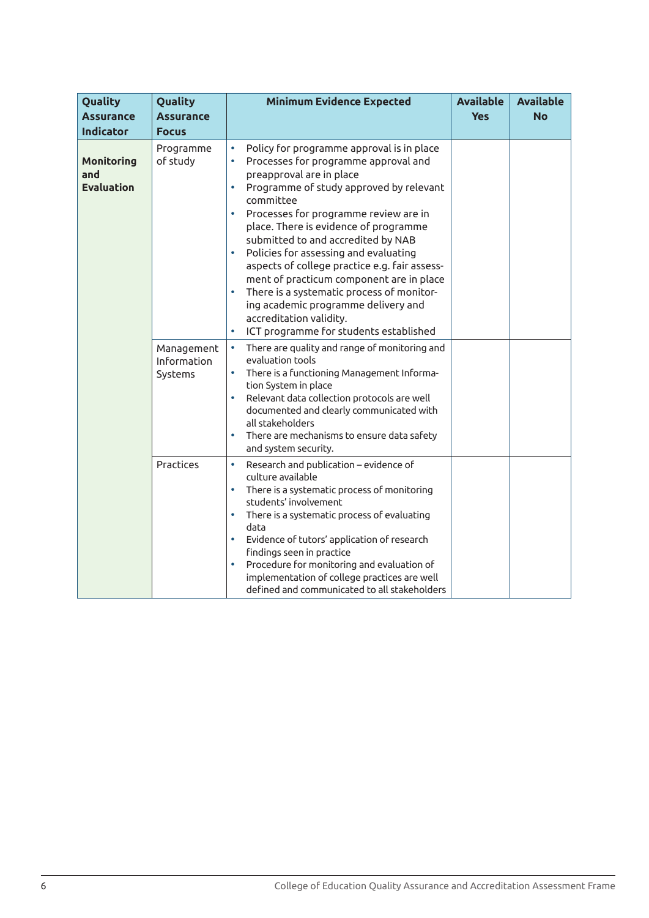| Quality Assurance Indicator | Quality Assurance Focus | Minimum Evidence Expected | Available Yes | Available No |
|---|---|---|---|---|
| **Monitoring and Evaluation** | Programme of study | • Policy for programme approval is in place<br>• Processes for programme approval and preapproval are in place<br>• Programme of study approved by relevant committee<br>• Processes for programme review are in place. There is evidence of programme submitted to and accredited by NAB<br>• Policies for assessing and evaluating aspects of college practice e.g. fair assessment of practicum component are in place<br>• There is a systematic process of monitoring academic programme delivery and accreditation validity.<br>• ICT programme for students established | | |
| | Management Information Systems | • There are quality and range of monitoring and evaluation tools<br>• There is a functioning Management Information System in place<br>• Relevant data collection protocols are well documented and clearly communicated with all stakeholders<br>• There are mechanisms to ensure data safety and system security. | | |
| | Practices | • Research and publication – evidence of culture available<br>• There is a systematic process of monitoring students' involvement<br>• There is a systematic process of evaluating data<br>• Evidence of tutors' application of research findings seen in practice<br>• Procedure for monitoring and evaluation of implementation of college practices are well defined and communicated to all stakeholders | | |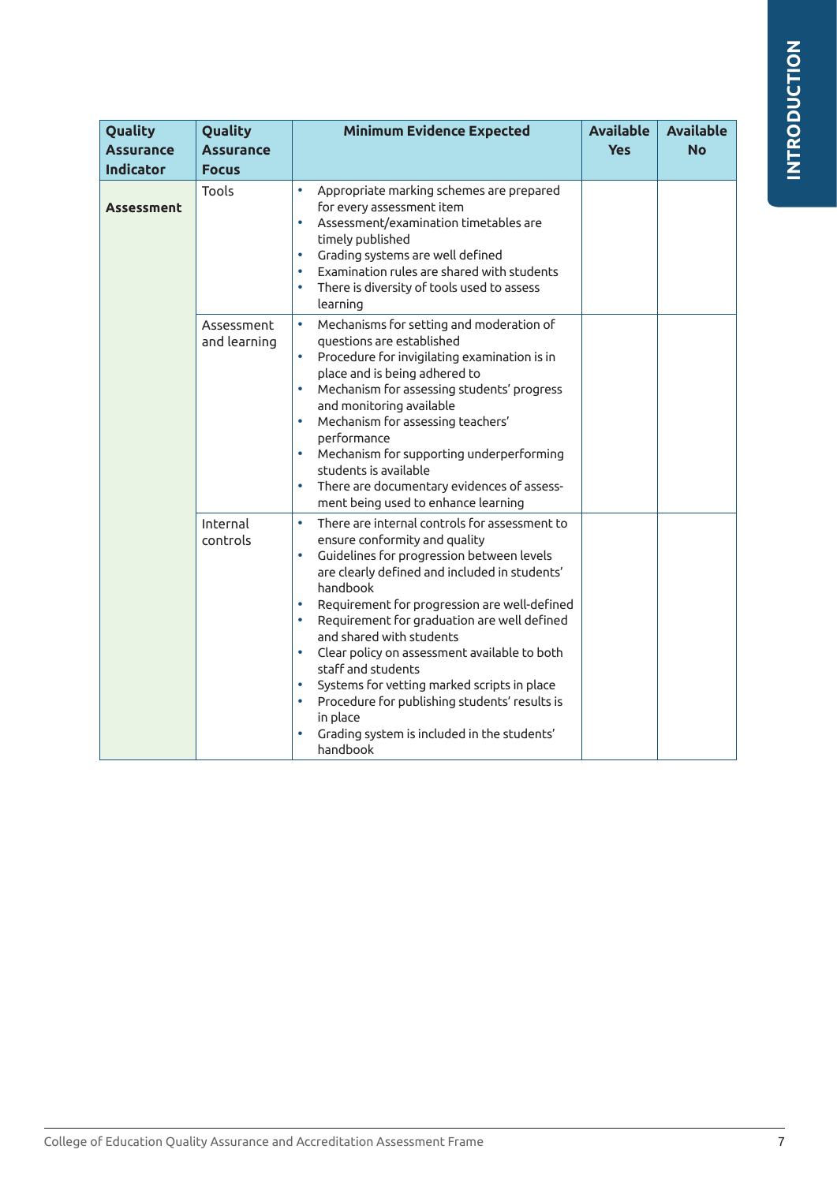| Quality Assurance Indicator | Quality Assurance Focus | Minimum Evidence Expected | Available Yes | Available No |
|---|---|---|---|---|
| **Assessment** | Tools | • Appropriate marking schemes are prepared for every assessment item<br>• Assessment/examination timetables are timely published<br>• Grading systems are well defined<br>• Examination rules are shared with students<br>• There is diversity of tools used to assess learning | | |
| | Assessment and learning | • Mechanisms for setting and moderation of questions are established<br>• Procedure for invigilating examination is in place and is being adhered to<br>• Mechanism for assessing students' progress and monitoring available<br>• Mechanism for assessing teachers' performance<br>• Mechanism for supporting underperforming students is available<br>• There are documentary evidences of assessment being used to enhance learning | | |
| | Internal controls | • There are internal controls for assessment to ensure conformity and quality<br>• Guidelines for progression between levels are clearly defined and included in students' handbook<br>• Requirement for progression are well-defined<br>• Requirement for graduation are well defined and shared with students<br>• Clear policy on assessment available to both staff and students<br>• Systems for vetting marked scripts in place<br>• Procedure for publishing students' results is in place<br>• Grading system is included in the students' handbook | | |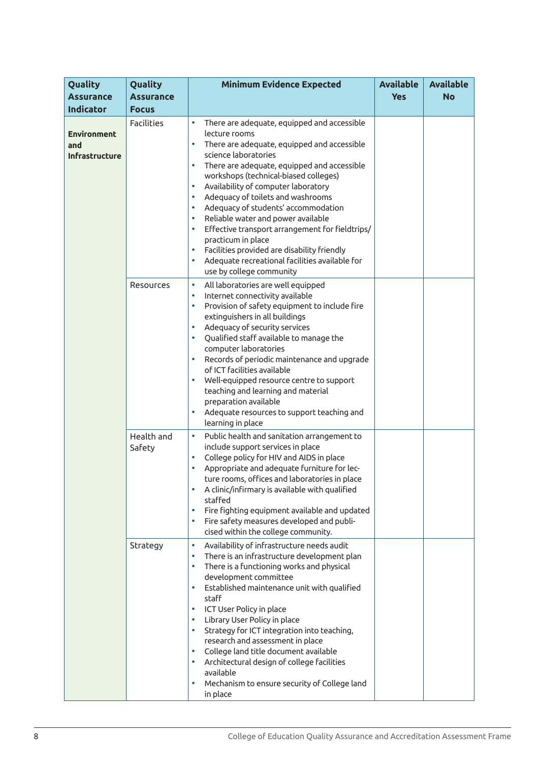| Quality Assurance Indicator | Quality Assurance Focus | Minimum Evidence Expected | Available Yes | Available No |
|---|---|---|---|---|
| **Environment and Infrastructure** | Facilities | • There are adequate, equipped and accessible lecture rooms<br>• There are adequate, equipped and accessible science laboratories<br>• There are adequate, equipped and accessible workshops (technical-biased colleges)<br>• Availability of computer laboratory<br>• Adequacy of toilets and washrooms<br>• Adequacy of students' accommodation<br>• Reliable water and power available<br>• Effective transport arrangement for fieldtrips/ practicum in place<br>• Facilities provided are disability friendly<br>• Adequate recreational facilities available for use by college community | | |
| | Resources | • All laboratories are well equipped<br>• Internet connectivity available<br>• Provision of safety equipment to include fire extinguishers in all buildings<br>• Adequacy of security services<br>• Qualified staff available to manage the computer laboratories<br>• Records of periodic maintenance and upgrade of ICT facilities available<br>• Well-equipped resource centre to support teaching and learning and material preparation available<br>• Adequate resources to support teaching and learning in place | | |
| | Health and Safety | • Public health and sanitation arrangement to include support services in place<br>• College policy for HIV and AIDS in place<br>• Appropriate and adequate furniture for lecture rooms, offices and laboratories in place<br>• A clinic/infirmary is available with qualified staffed<br>• Fire fighting equipment available and updated<br>• Fire safety measures developed and publicised within the college community. | | |
| | Strategy | • Availability of infrastructure needs audit<br>• There is an infrastructure development plan<br>• There is a functioning works and physical development committee<br>• Established maintenance unit with qualified staff<br>• ICT User Policy in place<br>• Library User Policy in place<br>• Strategy for ICT integration into teaching, research and assessment in place<br>• College land title document available<br>• Architectural design of college facilities available<br>• Mechanism to ensure security of College land in place | | |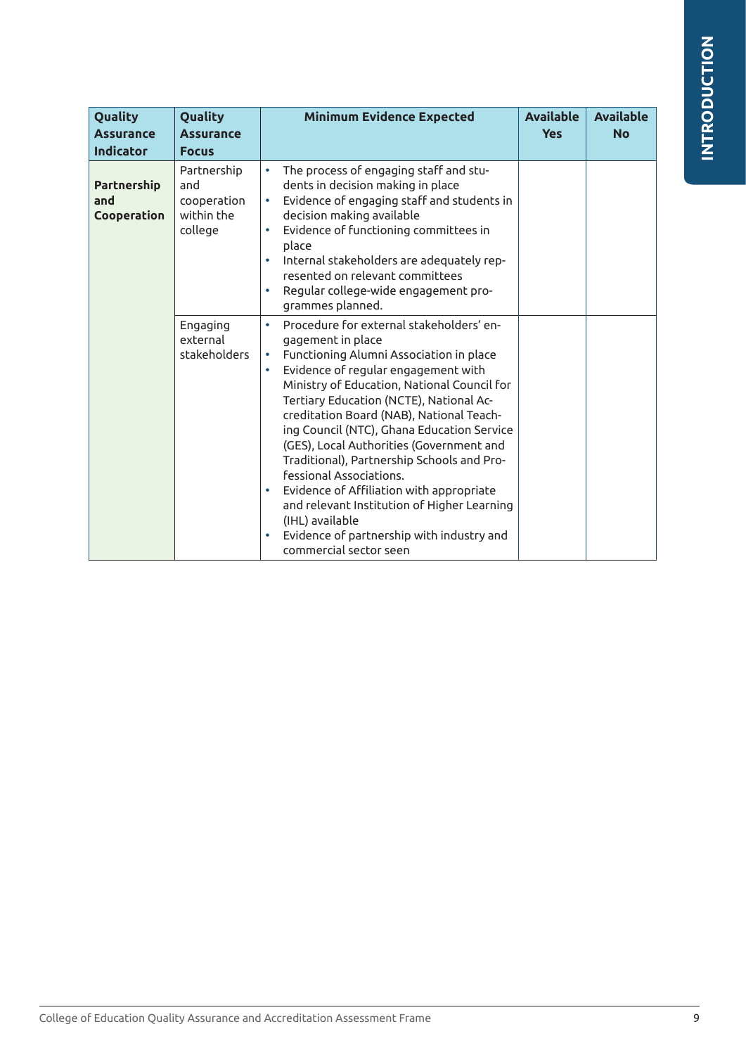| Quality Assurance Indicator | Quality Assurance Focus | Minimum Evidence Expected | Available Yes | Available No |
|---|---|---|---|---|
| **Partnership and Cooperation** | Partnership and cooperation within the college | • The process of engaging staff and students in decision making in place<br>• Evidence of engaging staff and students in decision making available<br>• Evidence of functioning committees in place<br>• Internal stakeholders are adequately represented on relevant committees<br>• Regular college-wide engagement programmes planned. | | |
| | Engaging external stakeholders | • Procedure for external stakeholders' engagement in place<br>• Functioning Alumni Association in place<br>• Evidence of regular engagement with Ministry of Education, National Council for Tertiary Education (NCTE), National Accreditation Board (NAB), National Teaching Council (NTC), Ghana Education Service (GES), Local Authorities (Government and Traditional), Partnership Schools and Professional Associations.<br>• Evidence of Affiliation with appropriate and relevant Institution of Higher Learning (IHL) available<br>• Evidence of partnership with industry and commercial sector seen | | |